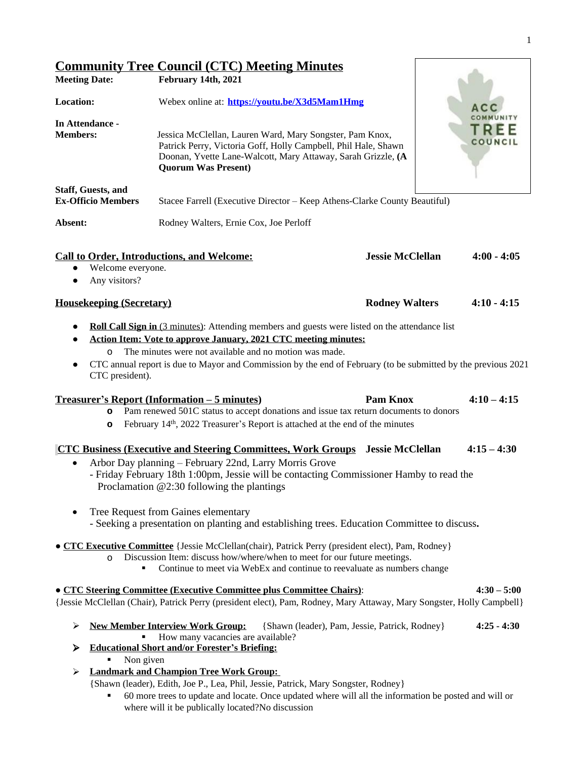# Community Tree Council (CTC) Meeting Minutes

**Meeting Date:** **February 14th, 2021**

**Location:** Webex online at: **https://youtu.be/X3d5Mam1Hmg**

**In Attendance - Members:** Jessica McClellan, Lauren Ward, Mary Songster, Pam Knox, Patrick Perry, Victoria Goff, Holly Campbell, Phil Hale, Shawn Doonan, Yvette Lane-Walcott, Mary Attaway, Sarah Grizzle, **(A Quorum Was Present)**

**Staff, Guests, and Ex-Officio Members** Stacee Farrell (Executive Director – Keep Athens-Clarke County Beautiful)

**Absent:** Rodney Walters, Ernie Cox, Joe Perloff

**Call to Order, Introductions, and Welcome:** **Jessie McClellan** **4:00 - 4:05**

- Welcome everyone.
- Any visitors?

**Housekeeping (Secretary)** **Rodney Walters** **4:10 - 4:15**

- **Roll Call Sign in** (3 minutes): Attending members and guests were listed on the attendance list
- **Action Item: Vote to approve January, 2021 CTC meeting minutes:**
  - The minutes were not available and no motion was made.
- CTC annual report is due to Mayor and Commission by the end of February (to be submitted by the previous 2021 CTC president).

**Treasurer's Report (Information – 5 minutes)** **Pam Knox** **4:10 – 4:15**

- Pam renewed 501C status to accept donations and issue tax return documents to donors
- February 14th, 2022 Treasurer's Report is attached at the end of the minutes

**CTC Business (Executive and Steering Committees, Work Groups** **Jessie McClellan** **4:15 – 4:30**

- Arbor Day planning – February 22nd, Larry Morris Grove
  - Friday February 18th 1:00pm, Jessie will be contacting Commissioner Hamby to read the Proclamation @2:30 following the plantings
- Tree Request from Gaines elementary
  - Seeking a presentation on planting and establishing trees. Education Committee to discuss.

- **CTC Executive Committee** {Jessie McClellan(chair), Patrick Perry (president elect), Pam, Rodney}
  - Discussion Item: discuss how/where/when to meet for our future meetings.
    - Continue to meet via WebEx and continue to reevaluate as numbers change

- **CTC Steering Committee (Executive Committee plus Committee Chairs)**: **4:30 – 5:00**

{Jessie McClellan (Chair), Patrick Perry (president elect), Pam, Rodney, Mary Attaway, Mary Songster, Holly Campbell}

- **New Member Interview Work Group:** {Shawn (leader), Pam, Jessie, Patrick, Rodney} **4:25 - 4:30**
  - How many vacancies are available?
- **Educational Short and/or Forester's Briefing:**
  - Non given
- **Landmark and Champion Tree Work Group:**

  {Shawn (leader), Edith, Joe P., Lea, Phil, Jessie, Patrick, Mary Songster, Rodney}
  - 60 more trees to update and locate. Once updated where will all the information be posted and will or where will it be publically located?No discussion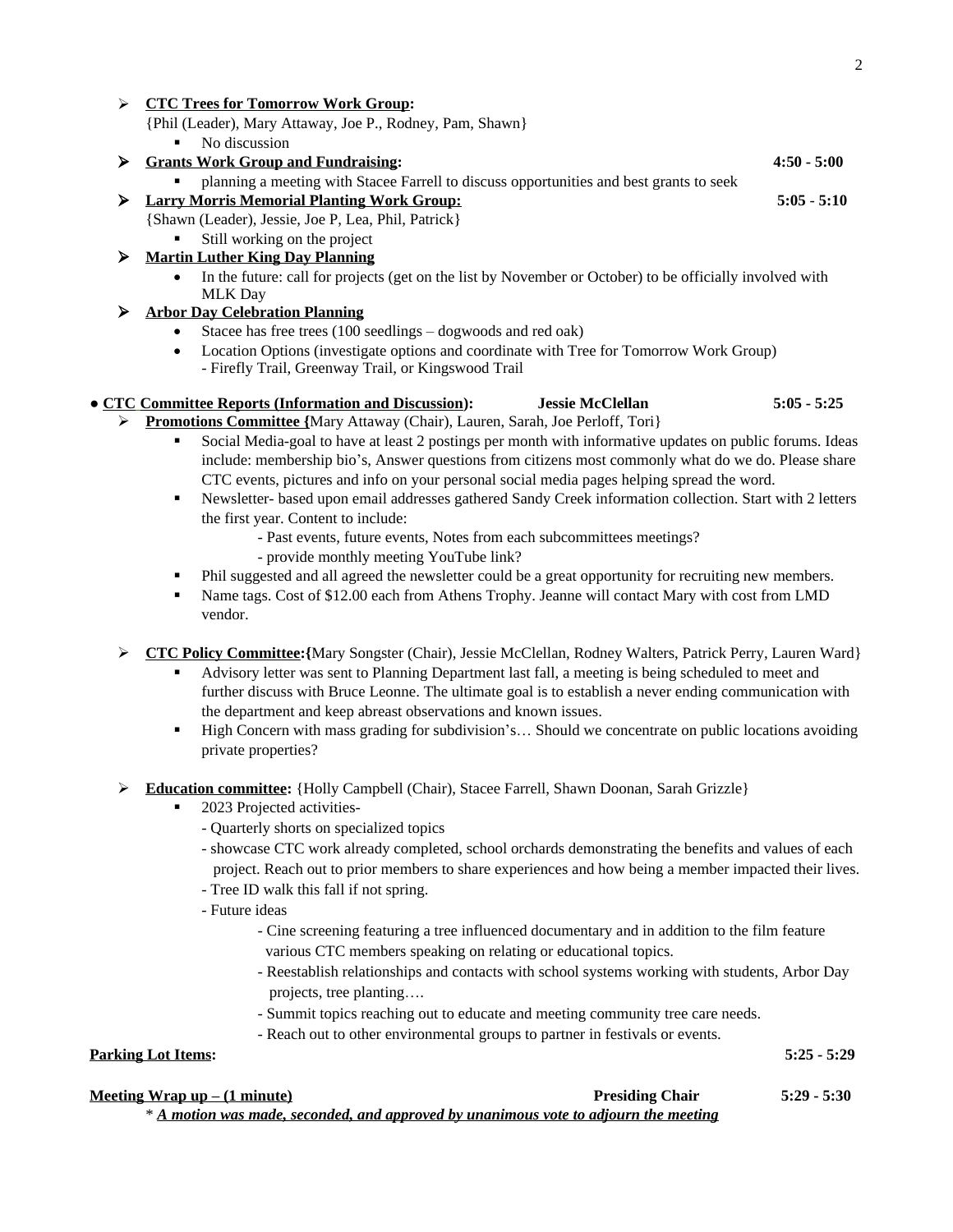- **CTC Trees for Tomorrow Work Group:**
  {Phil (Leader), Mary Attaway, Joe P., Rodney, Pam, Shawn}
  - No discussion
- **Grants Work Group and Fundraising:** **4:50 - 5:00**
  - planning a meeting with Stacee Farrell to discuss opportunities and best grants to seek
- **Larry Morris Memorial Planting Work Group:** **5:05 - 5:10**
  {Shawn (Leader), Jessie, Joe P, Lea, Phil, Patrick}
  - Still working on the project
- **Martin Luther King Day Planning**
  - In the future: call for projects (get on the list by November or October) to be officially involved with MLK Day
- **Arbor Day Celebration Planning**
  - Stacee has free trees (100 seedlings – dogwoods and red oak)
  - Location Options (investigate options and coordinate with Tree for Tomorrow Work Group)
    - Firefly Trail, Greenway Trail, or Kingswood Trail

- **CTC Committee Reports (Information and Discussion):** **Jessie McClellan** **5:05 - 5:25**
  - **Promotions Committee {**Mary Attaway (Chair), Lauren, Sarah, Joe Perloff, Tori}
    - Social Media-goal to have at least 2 postings per month with informative updates on public forums. Ideas include: membership bio's, Answer questions from citizens most commonly what do we do. Please share CTC events, pictures and info on your personal social media pages helping spread the word.
    - Newsletter- based upon email addresses gathered Sandy Creek information collection. Start with 2 letters the first year. Content to include:
      - Past events, future events, Notes from each subcommittees meetings?
      - provide monthly meeting YouTube link?
    - Phil suggested and all agreed the newsletter could be a great opportunity for recruiting new members.
    - Name tags. Cost of $12.00 each from Athens Trophy. Jeanne will contact Mary with cost from LMD vendor.

  - **CTC Policy Committee:{**Mary Songster (Chair), Jessie McClellan, Rodney Walters, Patrick Perry, Lauren Ward}
    - Advisory letter was sent to Planning Department last fall, a meeting is being scheduled to meet and further discuss with Bruce Leonne. The ultimate goal is to establish a never ending communication with the department and keep abreast observations and known issues.
    - High Concern with mass grading for subdivision's… Should we concentrate on public locations avoiding private properties?

  - **Education committee:** {Holly Campbell (Chair), Stacee Farrell, Shawn Doonan, Sarah Grizzle}
    - 2023 Projected activities-
      - Quarterly shorts on specialized topics
      - showcase CTC work already completed, school orchards demonstrating the benefits and values of each project. Reach out to prior members to share experiences and how being a member impacted their lives.
      - Tree ID walk this fall if not spring.
      - Future ideas
        - Cine screening featuring a tree influenced documentary and in addition to the film feature various CTC members speaking on relating or educational topics.
        - Reestablish relationships and contacts with school systems working with students, Arbor Day projects, tree planting….
        - Summit topics reaching out to educate and meeting community tree care needs.
        - Reach out to other environmental groups to partner in festivals or events.

**Parking Lot Items:** **5:25 - 5:29**

**Meeting Wrap up – (1 minute)** **Presiding Chair** **5:29 - 5:30**

\* ***A motion was made, seconded, and approved by unanimous vote to adjourn the meeting***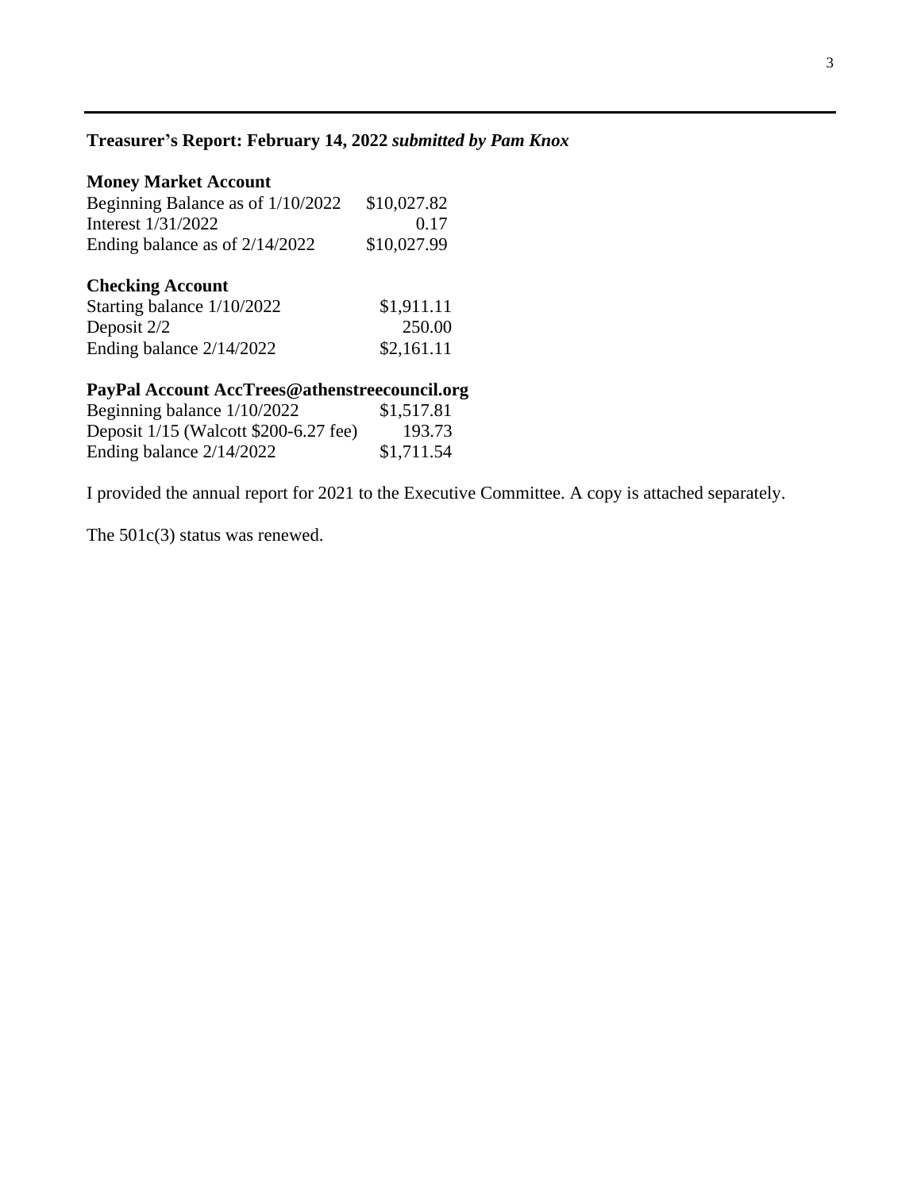## Treasurer's Report: February 14, 2022 *submitted by Pam Knox*

**Money Market Account**

| | |
|---|---|
| Beginning Balance as of 1/10/2022 | $10,027.82 |
| Interest 1/31/2022 | 0.17 |
| Ending balance as of 2/14/2022 | $10,027.99 |

**Checking Account**

| | |
|---|---|
| Starting balance 1/10/2022 | $1,911.11 |
| Deposit 2/2 | 250.00 |
| Ending balance 2/14/2022 | $2,161.11 |

**PayPal Account AccTrees@athenstreecouncil.org**

| | |
|---|---|
| Beginning balance 1/10/2022 | $1,517.81 |
| Deposit 1/15 (Walcott $200-6.27 fee) | 193.73 |
| Ending balance 2/14/2022 | $1,711.54 |

I provided the annual report for 2021 to the Executive Committee. A copy is attached separately.

The 501c(3) status was renewed.